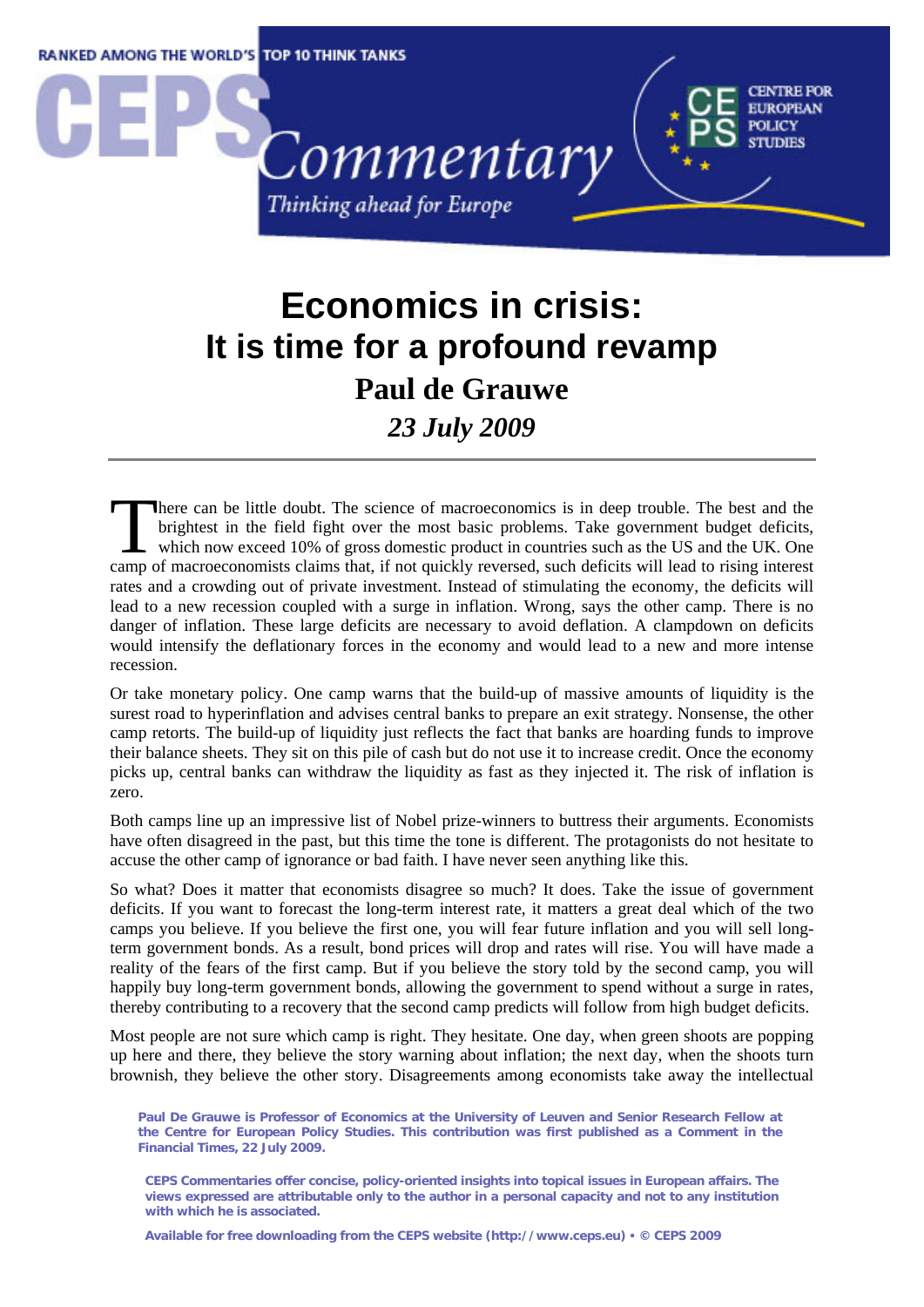RANKED AMONG THE WORLD'S TOP 10 THINK TANKS

CEPS Commentary

*Thinking ahead for Europe*

CENTRE FOR EUROPEAN POLICY STUDIES

# Economics in crisis: It is time for a profound revamp

## Paul de Grauwe

### *23 July 2009*

There can be little doubt. The science of macroeconomics is in deep trouble. The best and the brightest in the field fight over the most basic problems. Take government budget deficits, which now exceed 10% of gross domestic product in countries such as the US and the UK. One camp of macroeconomists claims that, if not quickly reversed, such deficits will lead to rising interest rates and a crowding out of private investment. Instead of stimulating the economy, the deficits will lead to a new recession coupled with a surge in inflation. Wrong, says the other camp. There is no danger of inflation. These large deficits are necessary to avoid deflation. A clampdown on deficits would intensify the deflationary forces in the economy and would lead to a new and more intense recession.

Or take monetary policy. One camp warns that the build-up of massive amounts of liquidity is the surest road to hyperinflation and advises central banks to prepare an exit strategy. Nonsense, the other camp retorts. The build-up of liquidity just reflects the fact that banks are hoarding funds to improve their balance sheets. They sit on this pile of cash but do not use it to increase credit. Once the economy picks up, central banks can withdraw the liquidity as fast as they injected it. The risk of inflation is zero.

Both camps line up an impressive list of Nobel prize-winners to buttress their arguments. Economists have often disagreed in the past, but this time the tone is different. The protagonists do not hesitate to accuse the other camp of ignorance or bad faith. I have never seen anything like this.

So what? Does it matter that economists disagree so much? It does. Take the issue of government deficits. If you want to forecast the long-term interest rate, it matters a great deal which of the two camps you believe. If you believe the first one, you will fear future inflation and you will sell long-term government bonds. As a result, bond prices will drop and rates will rise. You will have made a reality of the fears of the first camp. But if you believe the story told by the second camp, you will happily buy long-term government bonds, allowing the government to spend without a surge in rates, thereby contributing to a recovery that the second camp predicts will follow from high budget deficits.

Most people are not sure which camp is right. They hesitate. One day, when green shoots are popping up here and there, they believe the story warning about inflation; the next day, when the shoots turn brownish, they believe the other story. Disagreements among economists take away the intellectual

**Paul De Grauwe is Professor of Economics at the University of Leuven and Senior Research Fellow at the Centre for European Policy Studies. This contribution was first published as a Comment in the Financial Times, 22 July 2009.**

**CEPS Commentaries offer concise, policy-oriented insights into topical issues in European affairs. The views expressed are attributable only to the author in a personal capacity and not to any institution with which he is associated.**

**Available for free downloading from the CEPS website (http://www.ceps.eu) • © CEPS 2009**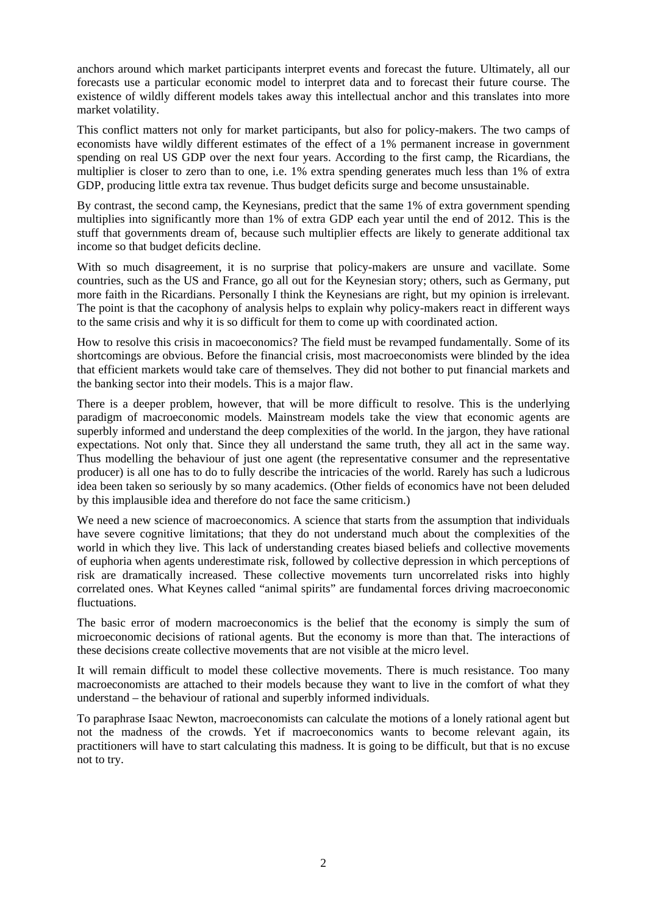anchors around which market participants interpret events and forecast the future. Ultimately, all our forecasts use a particular economic model to interpret data and to forecast their future course. The existence of wildly different models takes away this intellectual anchor and this translates into more market volatility.

This conflict matters not only for market participants, but also for policy-makers. The two camps of economists have wildly different estimates of the effect of a 1% permanent increase in government spending on real US GDP over the next four years. According to the first camp, the Ricardians, the multiplier is closer to zero than to one, i.e. 1% extra spending generates much less than 1% of extra GDP, producing little extra tax revenue. Thus budget deficits surge and become unsustainable.

By contrast, the second camp, the Keynesians, predict that the same 1% of extra government spending multiplies into significantly more than 1% of extra GDP each year until the end of 2012. This is the stuff that governments dream of, because such multiplier effects are likely to generate additional tax income so that budget deficits decline.

With so much disagreement, it is no surprise that policy-makers are unsure and vacillate. Some countries, such as the US and France, go all out for the Keynesian story; others, such as Germany, put more faith in the Ricardians. Personally I think the Keynesians are right, but my opinion is irrelevant. The point is that the cacophony of analysis helps to explain why policy-makers react in different ways to the same crisis and why it is so difficult for them to come up with coordinated action.

How to resolve this crisis in macoeconomics? The field must be revamped fundamentally. Some of its shortcomings are obvious. Before the financial crisis, most macroeconomists were blinded by the idea that efficient markets would take care of themselves. They did not bother to put financial markets and the banking sector into their models. This is a major flaw.

There is a deeper problem, however, that will be more difficult to resolve. This is the underlying paradigm of macroeconomic models. Mainstream models take the view that economic agents are superbly informed and understand the deep complexities of the world. In the jargon, they have rational expectations. Not only that. Since they all understand the same truth, they all act in the same way. Thus modelling the behaviour of just one agent (the representative consumer and the representative producer) is all one has to do to fully describe the intricacies of the world. Rarely has such a ludicrous idea been taken so seriously by so many academics. (Other fields of economics have not been deluded by this implausible idea and therefore do not face the same criticism.)

We need a new science of macroeconomics. A science that starts from the assumption that individuals have severe cognitive limitations; that they do not understand much about the complexities of the world in which they live. This lack of understanding creates biased beliefs and collective movements of euphoria when agents underestimate risk, followed by collective depression in which perceptions of risk are dramatically increased. These collective movements turn uncorrelated risks into highly correlated ones. What Keynes called "animal spirits" are fundamental forces driving macroeconomic fluctuations.

The basic error of modern macroeconomics is the belief that the economy is simply the sum of microeconomic decisions of rational agents. But the economy is more than that. The interactions of these decisions create collective movements that are not visible at the micro level.

It will remain difficult to model these collective movements. There is much resistance. Too many macroeconomists are attached to their models because they want to live in the comfort of what they understand – the behaviour of rational and superbly informed individuals.

To paraphrase Isaac Newton, macroeconomists can calculate the motions of a lonely rational agent but not the madness of the crowds. Yet if macroeconomics wants to become relevant again, its practitioners will have to start calculating this madness. It is going to be difficult, but that is no excuse not to try.